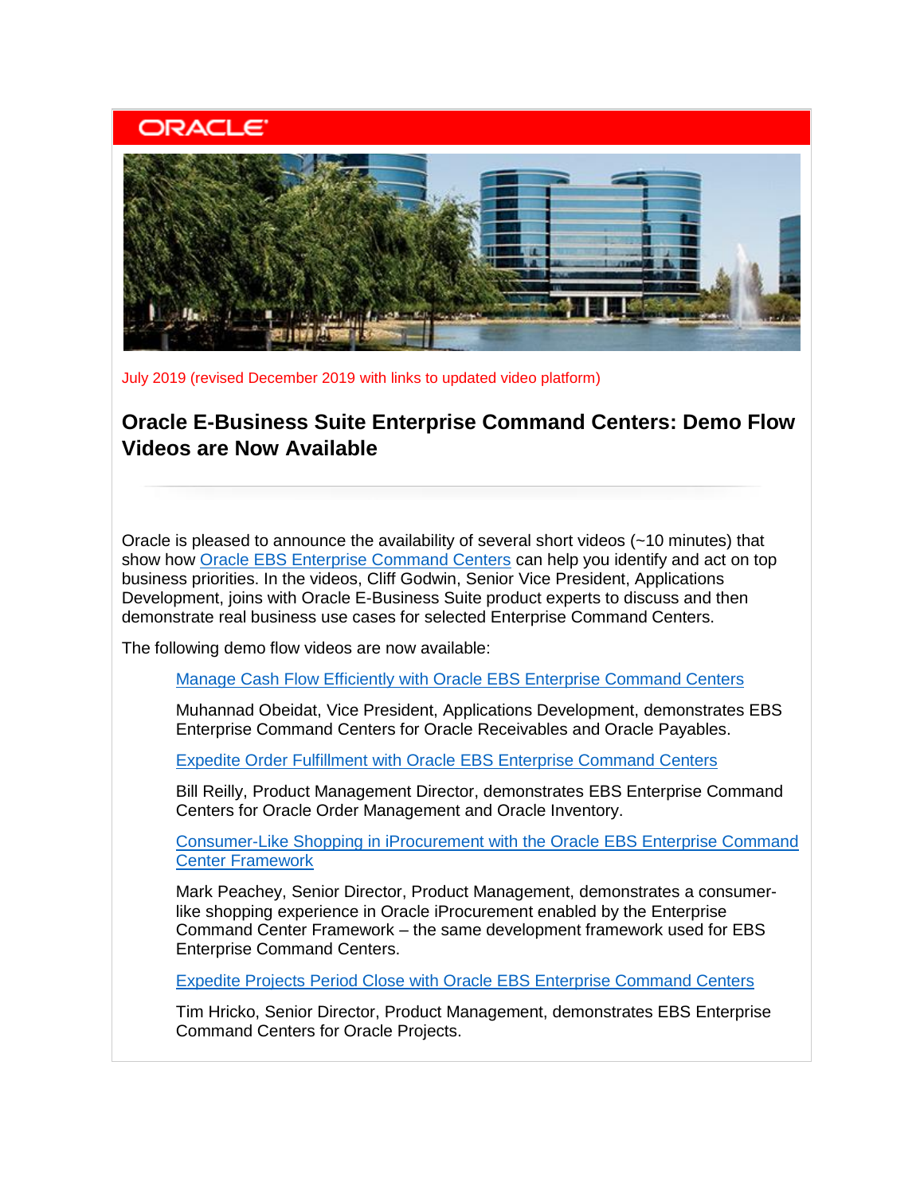ORACLE

July 2019 (revised December 2019 with links to updated video platform)

## Oracle E-Business Suite Enterprise Command Centers: Demo Flow Videos are Now Available

Oracle is pleased to announce the availability of several short videos (~10 minutes) that show how Oracle EBS Enterprise Command Centers can help you identify and act on top business priorities. In the videos, Cliff Godwin, Senior Vice President, Applications Development, joins with Oracle E-Business Suite product experts to discuss and then demonstrate real business use cases for selected Enterprise Command Centers.

The following demo flow videos are now available:

> Manage Cash Flow Efficiently with Oracle EBS Enterprise Command Centers
>
> Muhannad Obeidat, Vice President, Applications Development, demonstrates EBS Enterprise Command Centers for Oracle Receivables and Oracle Payables.
>
> Expedite Order Fulfillment with Oracle EBS Enterprise Command Centers
>
> Bill Reilly, Product Management Director, demonstrates EBS Enterprise Command Centers for Oracle Order Management and Oracle Inventory.
>
> Consumer-Like Shopping in iProcurement with the Oracle EBS Enterprise Command Center Framework
>
> Mark Peachey, Senior Director, Product Management, demonstrates a consumer-like shopping experience in Oracle iProcurement enabled by the Enterprise Command Center Framework – the same development framework used for EBS Enterprise Command Centers.
>
> Expedite Projects Period Close with Oracle EBS Enterprise Command Centers
>
> Tim Hricko, Senior Director, Product Management, demonstrates EBS Enterprise Command Centers for Oracle Projects.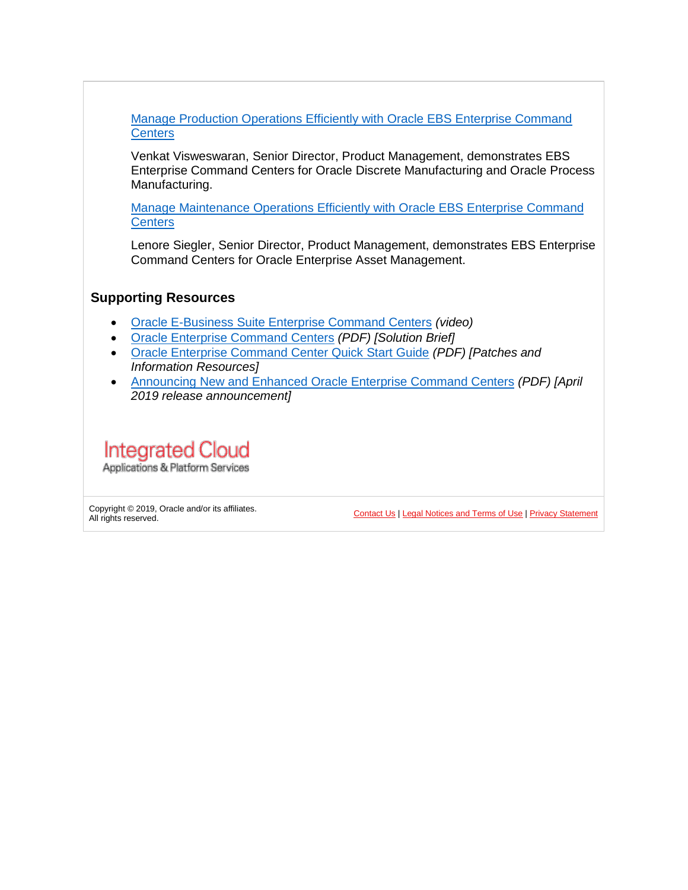[Manage Production Operations Efficiently with Oracle EBS Enterprise Command Centers]

Venkat Visweswaran, Senior Director, Product Management, demonstrates EBS Enterprise Command Centers for Oracle Discrete Manufacturing and Oracle Process Manufacturing.

[Manage Maintenance Operations Efficiently with Oracle EBS Enterprise Command Centers]

Lenore Siegler, Senior Director, Product Management, demonstrates EBS Enterprise Command Centers for Oracle Enterprise Asset Management.

## Supporting Resources

- Oracle E-Business Suite Enterprise Command Centers *(video)*
- Oracle Enterprise Command Centers *(PDF) [Solution Brief]*
- Oracle Enterprise Command Center Quick Start Guide *(PDF) [Patches and Information Resources]*
- Announcing New and Enhanced Oracle Enterprise Command Centers *(PDF) [April 2019 release announcement]*

Integrated Cloud
Applications & Platform Services

Copyright © 2019, Oracle and/or its affiliates.
All rights reserved.

Contact Us | Legal Notices and Terms of Use | Privacy Statement